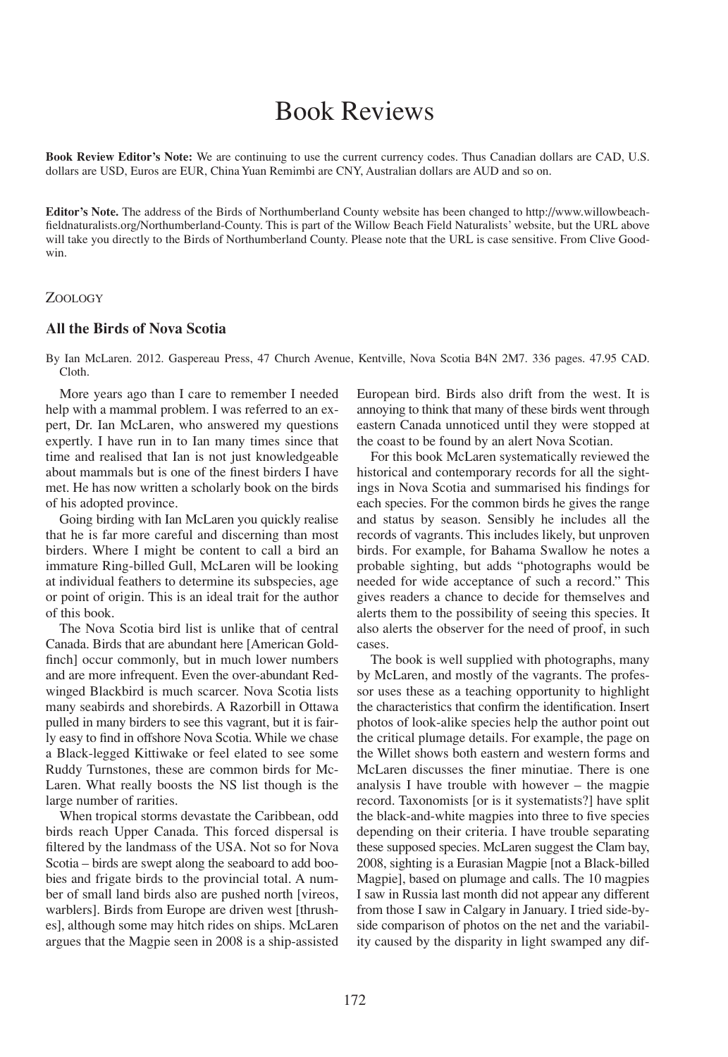# Book Reviews

**Book Review Editor's Note:** We are continuing to use the current currency codes. Thus Canadian dollars are CAD, U.S. dollars are USD, Euros are EUR, China Yuan Remimbi are CNY, Australian dollars are AUD and so on.

**Editor's Note.** The address of the Birds of Northumberland County website has been changed to http://www.willowbeachfieldnaturalists.org/Northumberland-County. This is part of the Willow Beach Field Naturalists' website, but the URL above will take you directly to the Birds of Northumberland County. Please note that the URL is case sensitive. From Clive Goodwin.

## Zoology

### All the Birds of Nova Scotia

By Ian McLaren. 2012. Gaspereau Press, 47 Church Avenue, Kentville, Nova Scotia B4N 2M7. 336 pages. 47.95 CAD. Cloth.

More years ago than I care to remember I needed help with a mammal problem. I was referred to an expert, Dr. Ian McLaren, who answered my questions expertly. I have run in to Ian many times since that time and realised that Ian is not just knowledgeable about mammals but is one of the finest birders I have met. He has now written a scholarly book on the birds of his adopted province.

Going birding with Ian McLaren you quickly realise that he is far more careful and discerning than most birders. Where I might be content to call a bird an immature Ring-billed Gull, McLaren will be looking at individual feathers to determine its subspecies, age or point of origin. This is an ideal trait for the author of this book.

The Nova Scotia bird list is unlike that of central Canada. Birds that are abundant here [American Goldfinch] occur commonly, but in much lower numbers and are more infrequent. Even the over-abundant Red-winged Blackbird is much scarcer. Nova Scotia lists many seabirds and shorebirds. A Razorbill in Ottawa pulled in many birders to see this vagrant, but it is fairly easy to find in offshore Nova Scotia. While we chase a Black-legged Kittiwake or feel elated to see some Ruddy Turnstones, these are common birds for McLaren. What really boosts the NS list though is the large number of rarities.

When tropical storms devastate the Caribbean, odd birds reach Upper Canada. This forced dispersal is filtered by the landmass of the USA. Not so for Nova Scotia – birds are swept along the seaboard to add boobies and frigate birds to the provincial total. A number of small land birds also are pushed north [vireos, warblers]. Birds from Europe are driven west [thrushes], although some may hitch rides on ships. McLaren argues that the Magpie seen in 2008 is a ship-assisted European bird. Birds also drift from the west. It is annoying to think that many of these birds went through eastern Canada unnoticed until they were stopped at the coast to be found by an alert Nova Scotian.

For this book McLaren systematically reviewed the historical and contemporary records for all the sightings in Nova Scotia and summarised his findings for each species. For the common birds he gives the range and status by season. Sensibly he includes all the records of vagrants. This includes likely, but unproven birds. For example, for Bahama Swallow he notes a probable sighting, but adds "photographs would be needed for wide acceptance of such a record." This gives readers a chance to decide for themselves and alerts them to the possibility of seeing this species. It also alerts the observer for the need of proof, in such cases.

The book is well supplied with photographs, many by McLaren, and mostly of the vagrants. The professor uses these as a teaching opportunity to highlight the characteristics that confirm the identification. Insert photos of look-alike species help the author point out the critical plumage details. For example, the page on the Willet shows both eastern and western forms and McLaren discusses the finer minutiae. There is one analysis I have trouble with however – the magpie record. Taxonomists [or is it systematists?] have split the black-and-white magpies into three to five species depending on their criteria. I have trouble separating these supposed species. McLaren suggest the Clam bay, 2008, sighting is a Eurasian Magpie [not a Black-billed Magpie], based on plumage and calls. The 10 magpies I saw in Russia last month did not appear any different from those I saw in Calgary in January. I tried side-by-side comparison of photos on the net and the variability caused by the disparity in light swamped any dif-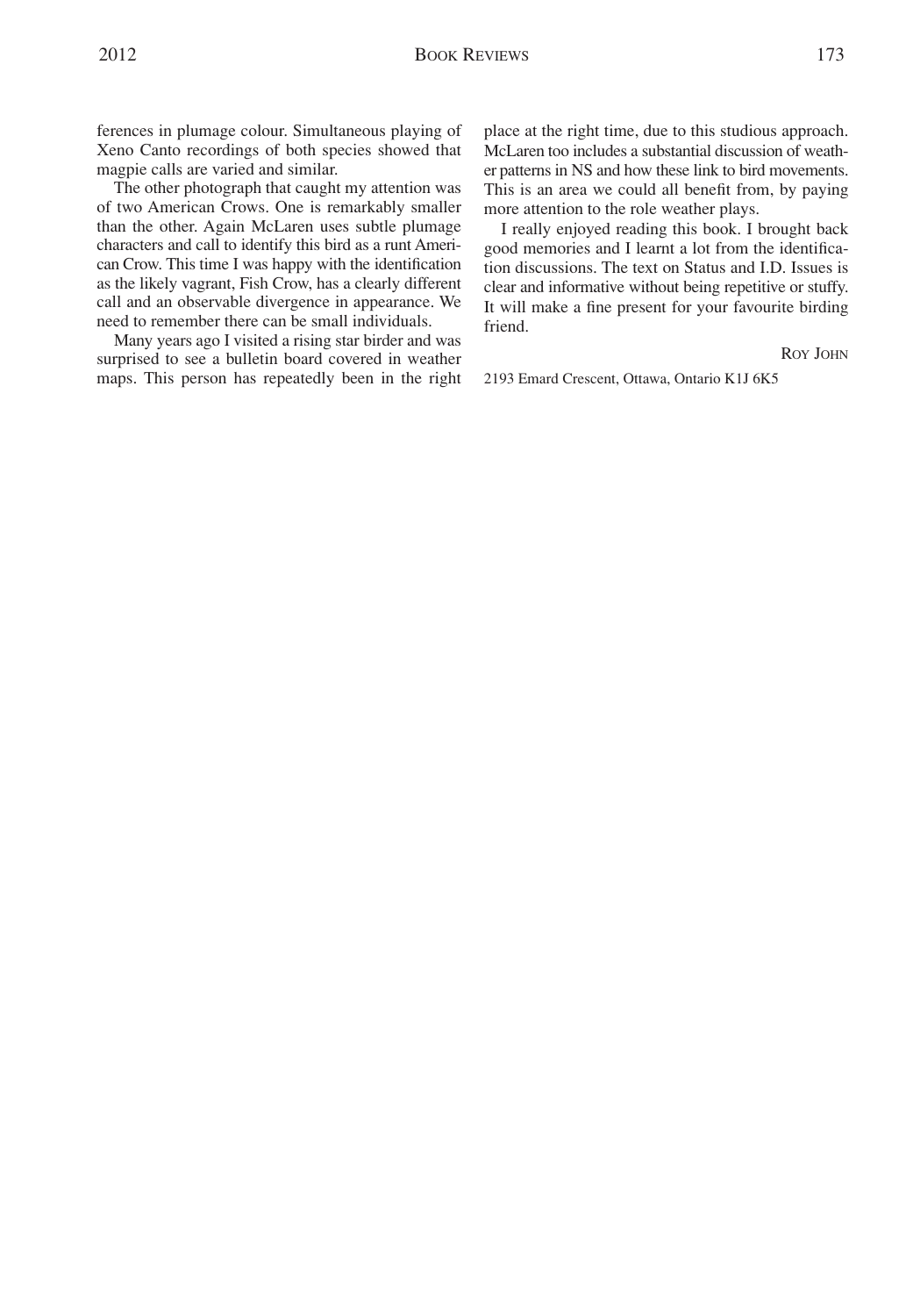ferences in plumage colour. Simultaneous playing of Xeno Canto recordings of both species showed that magpie calls are varied and similar.

The other photograph that caught my attention was of two American Crows. One is remarkably smaller than the other. Again McLaren uses subtle plumage characters and call to identify this bird as a runt American Crow. This time I was happy with the identification as the likely vagrant, Fish Crow, has a clearly different call and an observable divergence in appearance. We need to remember there can be small individuals.

Many years ago I visited a rising star birder and was surprised to see a bulletin board covered in weather maps. This person has repeatedly been in the right place at the right time, due to this studious approach. McLaren too includes a substantial discussion of weather patterns in NS and how these link to bird movements. This is an area we could all benefit from, by paying more attention to the role weather plays.

I really enjoyed reading this book. I brought back good memories and I learnt a lot from the identification discussions. The text on Status and I.D. Issues is clear and informative without being repetitive or stuffy. It will make a fine present for your favourite birding friend.

Roy John

2193 Emard Crescent, Ottawa, Ontario K1J 6K5